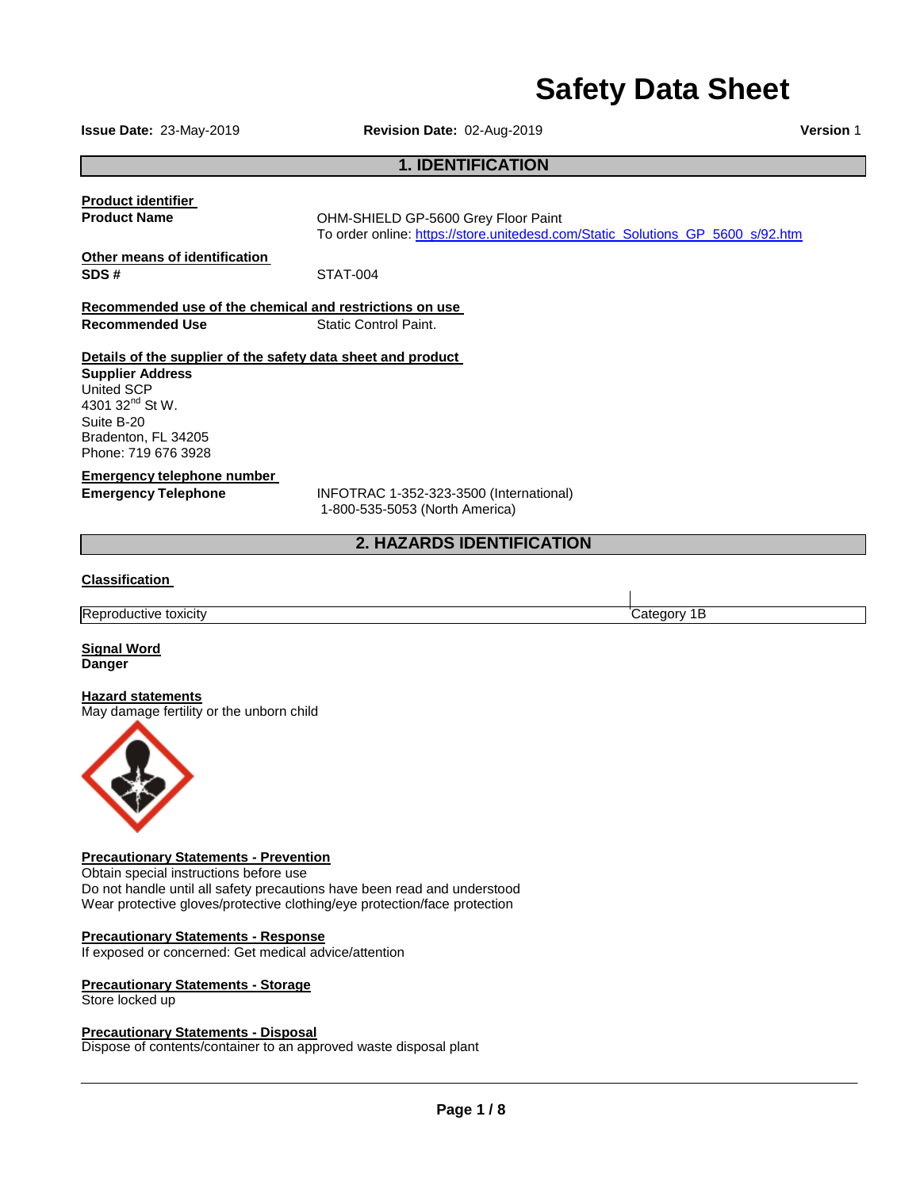# Safety Data Sheet

**Issue Date:** 23-May-2019 **Revision Date:** 02-Aug-2019 **Version** 1

## 1. IDENTIFICATION

**Product identifier**

**Product Name** OHM-SHIELD GP-5600 Grey Floor Paint
To order online: https://store.unitedesd.com/Static_Solutions_GP_5600_s/92.htm

**Other means of identification**

**SDS #** STAT-004

**Recommended use of the chemical and restrictions on use**

**Recommended Use** Static Control Paint.

**Details of the supplier of the safety data sheet and product**

**Supplier Address**
United SCP
4301 32nd St W.
Suite B-20
Bradenton, FL 34205
Phone: 719 676 3928

**Emergency telephone number**

**Emergency Telephone** INFOTRAC 1-352-323-3500 (International)
1-800-535-5053 (North America)

## 2. HAZARDS IDENTIFICATION

**Classification**

| | |
|---|---|
| Reproductive toxicity | Category 1B |

**Signal Word**
**Danger**

**Hazard statements**
May damage fertility or the unborn child

**Precautionary Statements - Prevention**
Obtain special instructions before use
Do not handle until all safety precautions have been read and understood
Wear protective gloves/protective clothing/eye protection/face protection

**Precautionary Statements - Response**
If exposed or concerned: Get medical advice/attention

**Precautionary Statements - Storage**
Store locked up

**Precautionary Statements - Disposal**
Dispose of contents/container to an approved waste disposal plant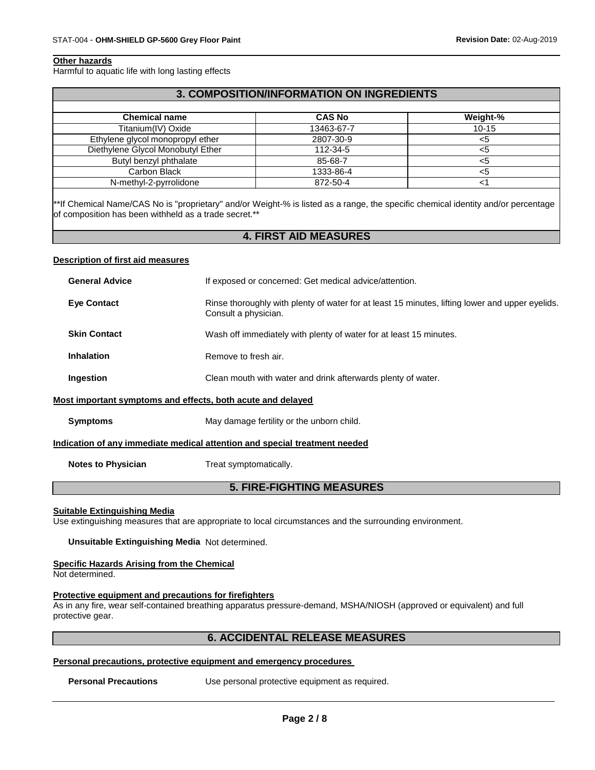#### Other hazards
Harmful to aquatic life with long lasting effects

## 3. COMPOSITION/INFORMATION ON INGREDIENTS

| Chemical name | CAS No | Weight-% |
| --- | --- | --- |
| Titanium(IV) Oxide | 13463-67-7 | 10-15 |
| Ethylene glycol monopropyl ether | 2807-30-9 | <5 |
| Diethylene Glycol Monobutyl Ether | 112-34-5 | <5 |
| Butyl benzyl phthalate | 85-68-7 | <5 |
| Carbon Black | 1333-86-4 | <5 |
| N-methyl-2-pyrrolidone | 872-50-4 | <1 |

**If Chemical Name/CAS No is "proprietary" and/or Weight-% is listed as a range, the specific chemical identity and/or percentage of composition has been withheld as a trade secret.**

## 4. FIRST AID MEASURES

#### Description of first aid measures

**General Advice** If exposed or concerned: Get medical advice/attention.

**Eye Contact** Rinse thoroughly with plenty of water for at least 15 minutes, lifting lower and upper eyelids. Consult a physician.

**Skin Contact** Wash off immediately with plenty of water for at least 15 minutes.

**Inhalation** Remove to fresh air.

**Ingestion** Clean mouth with water and drink afterwards plenty of water.

#### Most important symptoms and effects, both acute and delayed

**Symptoms** May damage fertility or the unborn child.

#### Indication of any immediate medical attention and special treatment needed

**Notes to Physician** Treat symptomatically.

## 5. FIRE-FIGHTING MEASURES

#### Suitable Extinguishing Media
Use extinguishing measures that are appropriate to local circumstances and the surrounding environment.

**Unsuitable Extinguishing Media** Not determined.

#### Specific Hazards Arising from the Chemical
Not determined.

#### Protective equipment and precautions for firefighters
As in any fire, wear self-contained breathing apparatus pressure-demand, MSHA/NIOSH (approved or equivalent) and full protective gear.

## 6. ACCIDENTAL RELEASE MEASURES

#### Personal precautions, protective equipment and emergency procedures

**Personal Precautions** Use personal protective equipment as required.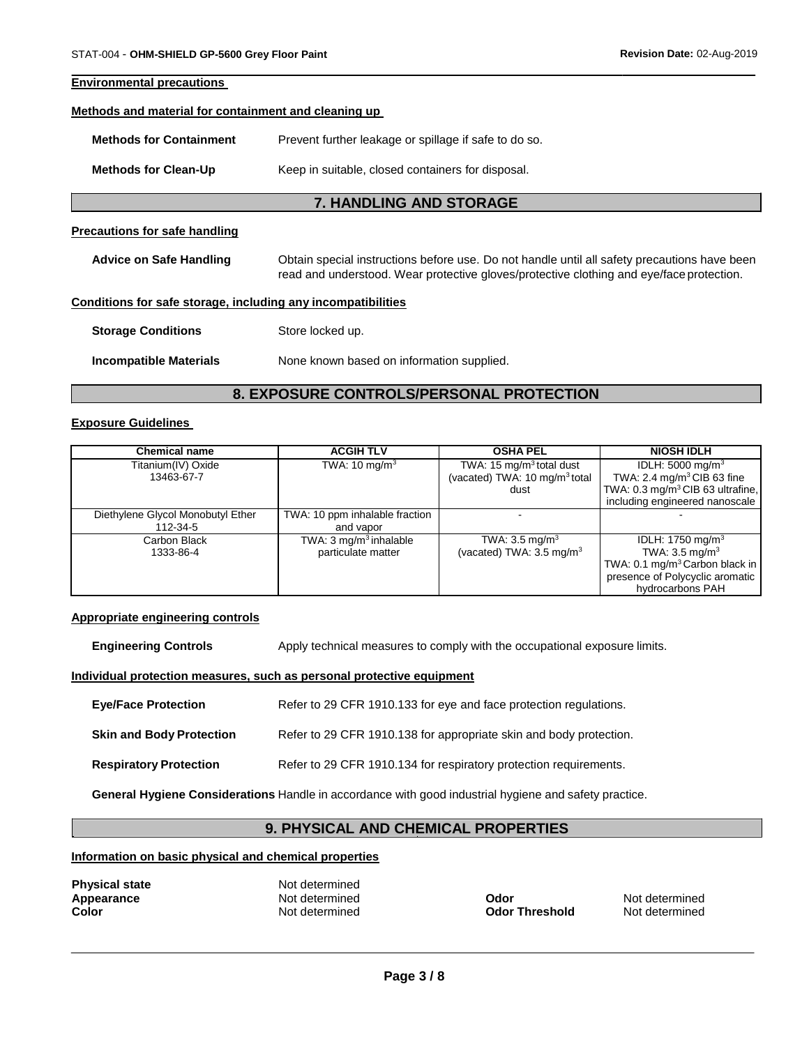**Environmental precautions**

**Methods and material for containment and cleaning up**

**Methods for Containment** Prevent further leakage or spillage if safe to do so.

**Methods for Clean-Up** Keep in suitable, closed containers for disposal.

## 7. HANDLING AND STORAGE

**Precautions for safe handling**

**Advice on Safe Handling** Obtain special instructions before use. Do not handle until all safety precautions have been read and understood. Wear protective gloves/protective clothing and eye/face protection.

**Conditions for safe storage, including any incompatibilities**

**Storage Conditions** Store locked up.

**Incompatible Materials** None known based on information supplied.

## 8. EXPOSURE CONTROLS/PERSONAL PROTECTION

**Exposure Guidelines**

| Chemical name | ACGIH TLV | OSHA PEL | NIOSH IDLH |
|---|---|---|---|
| Titanium(IV) Oxide 13463-67-7 | TWA: 10 mg/m$^3$ | TWA: 15 mg/m$^3$ total dust (vacated) TWA: 10 mg/m$^3$ total dust | IDLH: 5000 mg/m$^3$ TWA: 2.4 mg/m$^3$ CIB 63 fine TWA: 0.3 mg/m$^3$ CIB 63 ultrafine, including engineered nanoscale |
| Diethylene Glycol Monobutyl Ether 112-34-5 | TWA: 10 ppm inhalable fraction and vapor | - | - |
| Carbon Black 1333-86-4 | TWA: 3 mg/m$^3$ inhalable particulate matter | TWA: 3.5 mg/m$^3$ (vacated) TWA: 3.5 mg/m$^3$ | IDLH: 1750 mg/m$^3$ TWA: 3.5 mg/m$^3$ TWA: 0.1 mg/m$^3$ Carbon black in presence of Polycyclic aromatic hydrocarbons PAH |

**Appropriate engineering controls**

**Engineering Controls** Apply technical measures to comply with the occupational exposure limits.

**Individual protection measures, such as personal protective equipment**

**Eye/Face Protection** Refer to 29 CFR 1910.133 for eye and face protection regulations.

**Skin and Body Protection** Refer to 29 CFR 1910.138 for appropriate skin and body protection.

**Respiratory Protection** Refer to 29 CFR 1910.134 for respiratory protection requirements.

**General Hygiene Considerations** Handle in accordance with good industrial hygiene and safety practice.

## 9. PHYSICAL AND CHEMICAL PROPERTIES

**Information on basic physical and chemical properties**

**Physical state** Not determined

**Appearance** Not determined

**Color** Not determined

**Odor** Not determined

**Odor Threshold** Not determined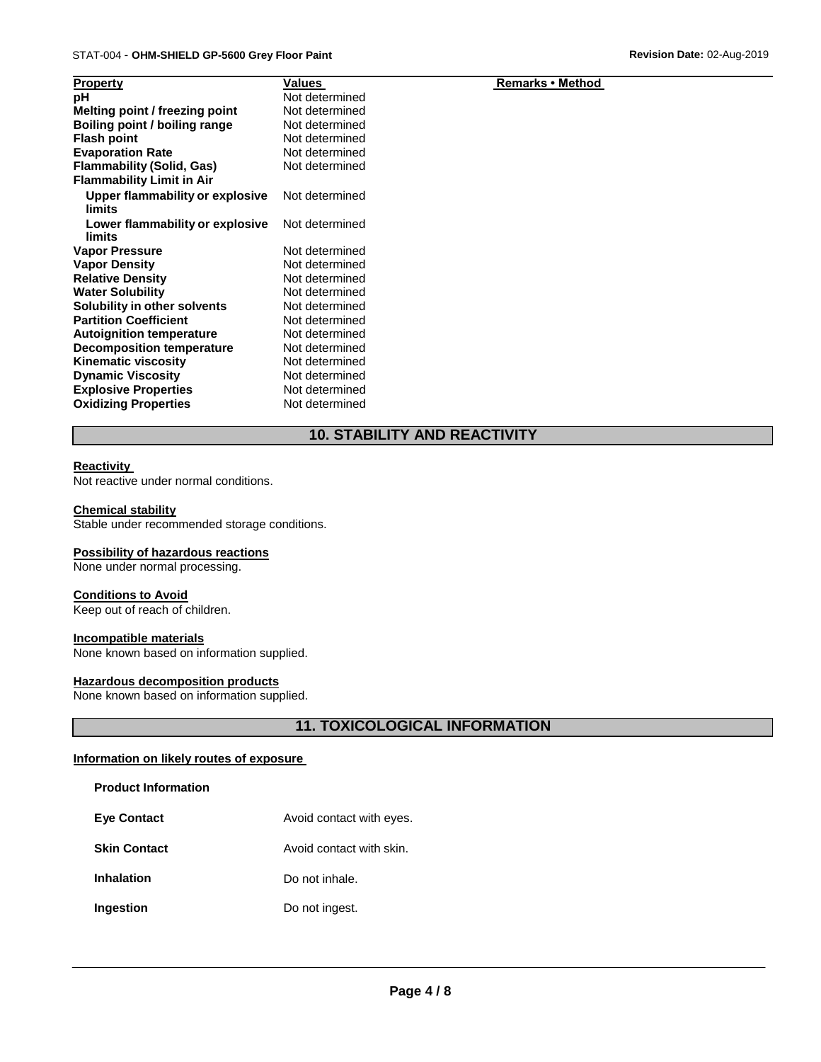| Property | Values | Remarks • Method |
| --- | --- | --- |
| **pH** | Not determined | |
| **Melting point / freezing point** | Not determined | |
| **Boiling point / boiling range** | Not determined | |
| **Flash point** | Not determined | |
| **Evaporation Rate** | Not determined | |
| **Flammability (Solid, Gas)** | Not determined | |
| **Flammability Limit in Air** | | |
| **Upper flammability or explosive limits** | Not determined | |
| **Lower flammability or explosive limits** | Not determined | |
| **Vapor Pressure** | Not determined | |
| **Vapor Density** | Not determined | |
| **Relative Density** | Not determined | |
| **Water Solubility** | Not determined | |
| **Solubility in other solvents** | Not determined | |
| **Partition Coefficient** | Not determined | |
| **Autoignition temperature** | Not determined | |
| **Decomposition temperature** | Not determined | |
| **Kinematic viscosity** | Not determined | |
| **Dynamic Viscosity** | Not determined | |
| **Explosive Properties** | Not determined | |
| **Oxidizing Properties** | Not determined | |

## 10. STABILITY AND REACTIVITY

**Reactivity**

Not reactive under normal conditions.

**Chemical stability**

Stable under recommended storage conditions.

**Possibility of hazardous reactions**

None under normal processing.

**Conditions to Avoid**

Keep out of reach of children.

**Incompatible materials**

None known based on information supplied.

**Hazardous decomposition products**

None known based on information supplied.

## 11. TOXICOLOGICAL INFORMATION

**Information on likely routes of exposure**

**Product Information**

| | |
| --- | --- |
| **Eye Contact** | Avoid contact with eyes. |
| **Skin Contact** | Avoid contact with skin. |
| **Inhalation** | Do not inhale. |
| **Ingestion** | Do not ingest. |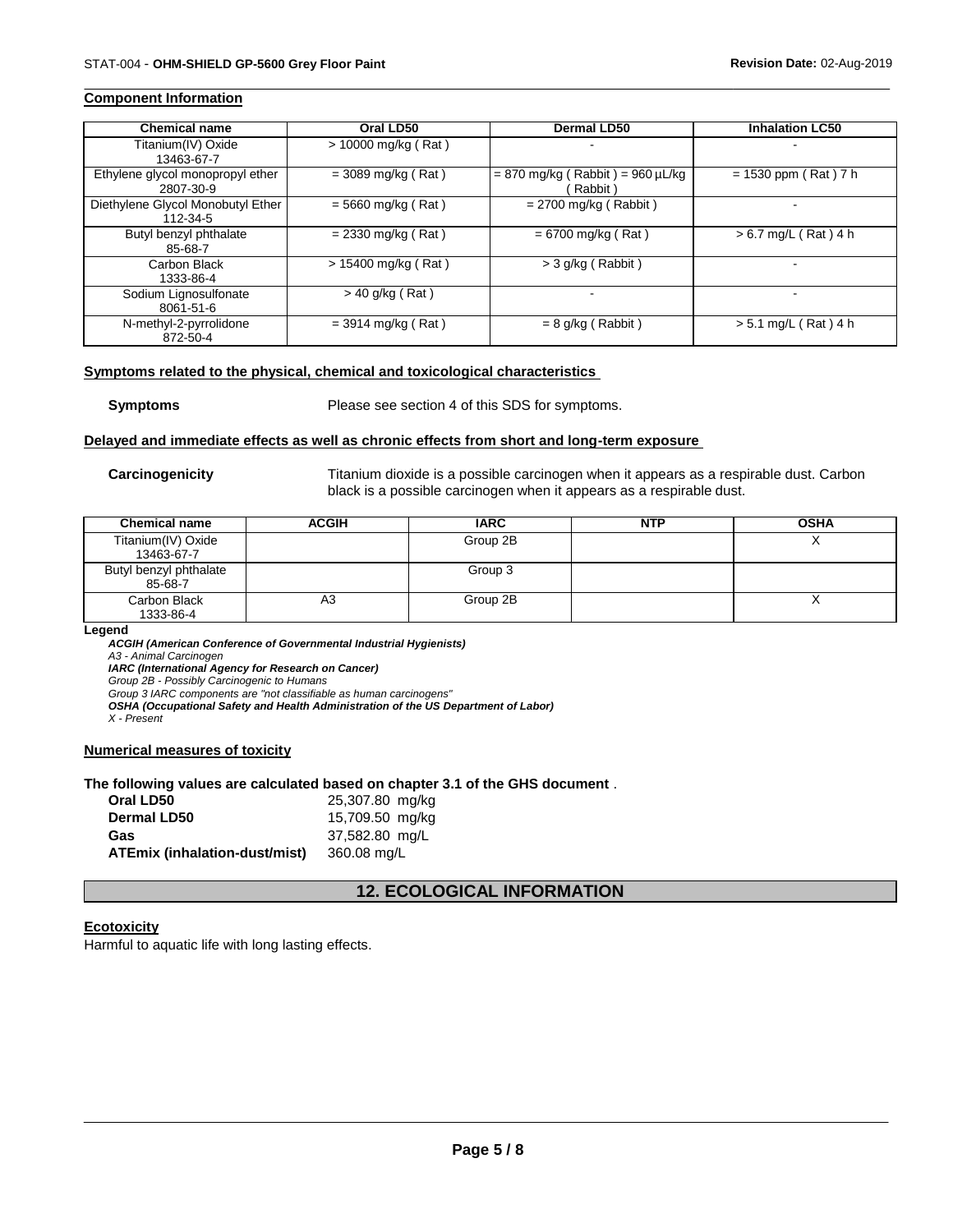### Component Information

| Chemical name | Oral LD50 | Dermal LD50 | Inhalation LC50 |
|---|---|---|---|
| Titanium(IV) Oxide 13463-67-7 | > 10000 mg/kg ( Rat ) | - | - |
| Ethylene glycol monopropyl ether 2807-30-9 | = 3089 mg/kg ( Rat ) | = 870 mg/kg ( Rabbit ) = 960 µL/kg ( Rabbit ) | = 1530 ppm ( Rat ) 7 h |
| Diethylene Glycol Monobutyl Ether 112-34-5 | = 5660 mg/kg ( Rat ) | = 2700 mg/kg ( Rabbit ) | - |
| Butyl benzyl phthalate 85-68-7 | = 2330 mg/kg ( Rat ) | = 6700 mg/kg ( Rat ) | > 6.7 mg/L ( Rat ) 4 h |
| Carbon Black 1333-86-4 | > 15400 mg/kg ( Rat ) | > 3 g/kg ( Rabbit ) | - |
| Sodium Lignosulfonate 8061-51-6 | > 40 g/kg ( Rat ) | - | - |
| N-methyl-2-pyrrolidone 872-50-4 | = 3914 mg/kg ( Rat ) | = 8 g/kg ( Rabbit ) | > 5.1 mg/L ( Rat ) 4 h |

### Symptoms related to the physical, chemical and toxicological characteristics

**Symptoms** Please see section 4 of this SDS for symptoms.

### Delayed and immediate effects as well as chronic effects from short and long-term exposure

**Carcinogenicity** Titanium dioxide is a possible carcinogen when it appears as a respirable dust. Carbon black is a possible carcinogen when it appears as a respirable dust.

| Chemical name | ACGIH | IARC | NTP | OSHA |
|---|---|---|---|---|
| Titanium(IV) Oxide 13463-67-7 | | Group 2B | | X |
| Butyl benzyl phthalate 85-68-7 | | Group 3 | | |
| Carbon Black 1333-86-4 | A3 | Group 2B | | X |

**Legend**

***ACGIH (American Conference of Governmental Industrial Hygienists)***
*A3 - Animal Carcinogen*
***IARC (International Agency for Research on Cancer)***
*Group 2B - Possibly Carcinogenic to Humans*
*Group 3 IARC components are "not classifiable as human carcinogens"*
***OSHA (Occupational Safety and Health Administration of the US Department of Labor)***
*X - Present*

### Numerical measures of toxicity

**The following values are calculated based on chapter 3.1 of the GHS document** .

| | |
|---|---|
| **Oral LD50** | 25,307.80 mg/kg |
| **Dermal LD50** | 15,709.50 mg/kg |
| **Gas** | 37,582.80 mg/L |
| **ATEmix (inhalation-dust/mist)** | 360.08 mg/L |

## 12. ECOLOGICAL INFORMATION

### Ecotoxicity

Harmful to aquatic life with long lasting effects.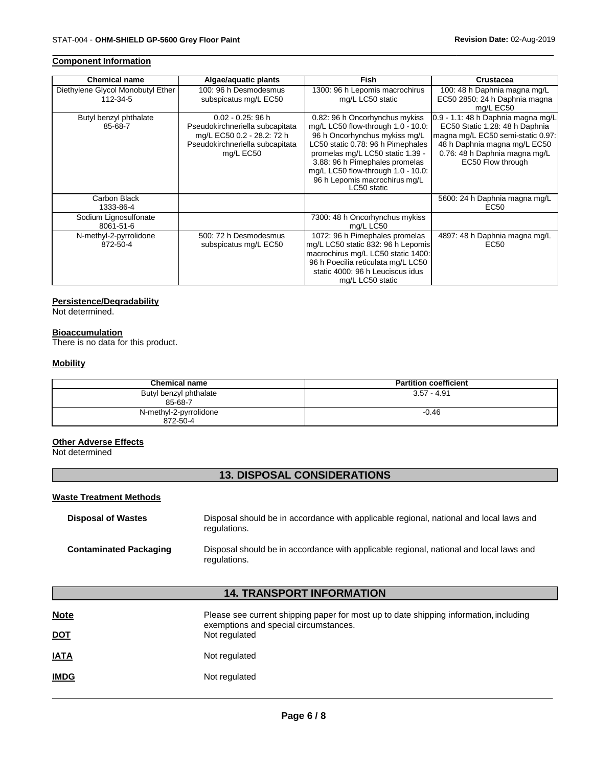#### Component Information

| Chemical name | Algae/aquatic plants | Fish | Crustacea |
|---|---|---|---|
| Diethylene Glycol Monobutyl Ether 112-34-5 | 100: 96 h Desmodesmus subspicatus mg/L EC50 | 1300: 96 h Lepomis macrochirus mg/L LC50 static | 100: 48 h Daphnia magna mg/L EC50 2850: 24 h Daphnia magna mg/L EC50 |
| Butyl benzyl phthalate 85-68-7 | 0.02 - 0.25: 96 h Pseudokirchneriella subcapitata mg/L EC50 0.2 - 28.2: 72 h Pseudokirchneriella subcapitata mg/L EC50 | 0.82: 96 h Oncorhynchus mykiss mg/L LC50 flow-through 1.0 - 10.0: 96 h Oncorhynchus mykiss mg/L LC50 static 0.78: 96 h Pimephales promelas mg/L LC50 static 1.39 - 3.88: 96 h Pimephales promelas mg/L LC50 flow-through 1.0 - 10.0: 96 h Lepomis macrochirus mg/L LC50 static | 0.9 - 1.1: 48 h Daphnia magna mg/L EC50 Static 1.28: 48 h Daphnia magna mg/L EC50 semi-static 0.97: 48 h Daphnia magna mg/L EC50 0.76: 48 h Daphnia magna mg/L EC50 Flow through |
| Carbon Black 1333-86-4 | | | 5600: 24 h Daphnia magna mg/L EC50 |
| Sodium Lignosulfonate 8061-51-6 | | 7300: 48 h Oncorhynchus mykiss mg/L LC50 | |
| N-methyl-2-pyrrolidone 872-50-4 | 500: 72 h Desmodesmus subspicatus mg/L EC50 | 1072: 96 h Pimephales promelas mg/L LC50 static 832: 96 h Lepomis macrochirus mg/L LC50 static 1400: 96 h Poecilia reticulata mg/L LC50 static 4000: 96 h Leuciscus idus mg/L LC50 static | 4897: 48 h Daphnia magna mg/L EC50 |

#### Persistence/Degradability

Not determined.

#### Bioaccumulation

There is no data for this product.

#### Mobility

| Chemical name | Partition coefficient |
|---|---|
| Butyl benzyl phthalate 85-68-7 | 3.57 - 4.91 |
| N-methyl-2-pyrrolidone 872-50-4 | -0.46 |

#### Other Adverse Effects

Not determined

## 13. DISPOSAL CONSIDERATIONS

#### Waste Treatment Methods

**Disposal of Wastes** Disposal should be in accordance with applicable regional, national and local laws and regulations.

**Contaminated Packaging** Disposal should be in accordance with applicable regional, national and local laws and regulations.

## 14. TRANSPORT INFORMATION

**Note** Please see current shipping paper for most up to date shipping information, including exemptions and special circumstances.

**DOT** Not regulated

**IATA** Not regulated

**IMDG** Not regulated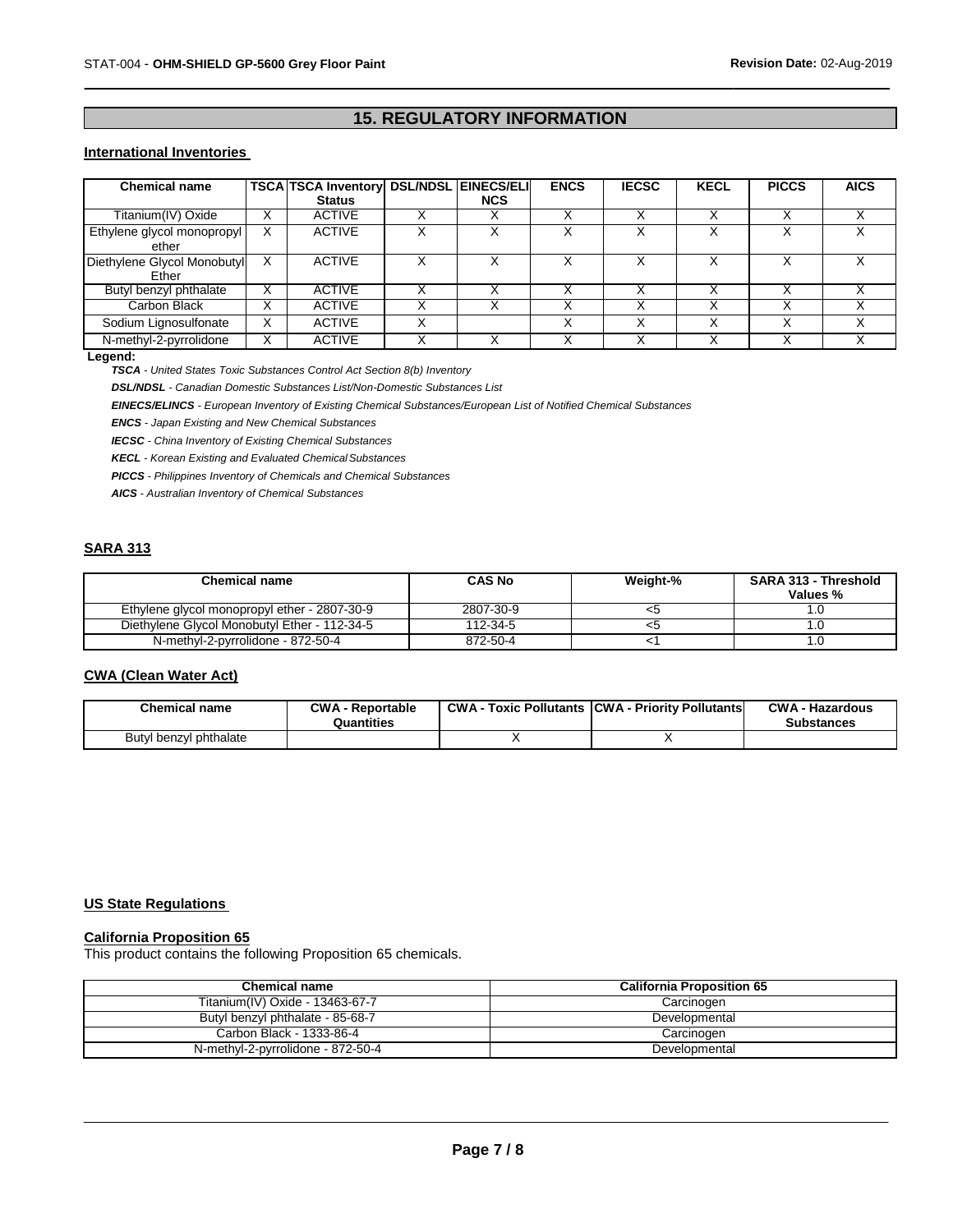## 15. REGULATORY INFORMATION

### International Inventories

| Chemical name | TSCA | TSCA Inventory Status | DSL/NDSL | EINECS/ELINCS | ENCS | IECSC | KECL | PICCS | AICS |
|---|---|---|---|---|---|---|---|---|---|
| Titanium(IV) Oxide | X | ACTIVE | X | X | X | X | X | X | X |
| Ethylene glycol monopropyl ether | X | ACTIVE | X | X | X | X | X | X | X |
| Diethylene Glycol Monobutyl Ether | X | ACTIVE | X | X | X | X | X | X | X |
| Butyl benzyl phthalate | X | ACTIVE | X | X | X | X | X | X | X |
| Carbon Black | X | ACTIVE | X | X | X | X | X | X | X |
| Sodium Lignosulfonate | X | ACTIVE | X | | X | X | X | X | X |
| N-methyl-2-pyrrolidone | X | ACTIVE | X | X | X | X | X | X | X |

**Legend:**

***TSCA*** *- United States Toxic Substances Control Act Section 8(b) Inventory*

***DSL/NDSL*** *- Canadian Domestic Substances List/Non-Domestic Substances List*

***EINECS/ELINCS*** *- European Inventory of Existing Chemical Substances/European List of Notified Chemical Substances*

***ENCS*** *- Japan Existing and New Chemical Substances*

***IECSC*** *- China Inventory of Existing Chemical Substances*

***KECL*** *- Korean Existing and Evaluated Chemical Substances*

***PICCS*** *- Philippines Inventory of Chemicals and Chemical Substances*

***AICS*** *- Australian Inventory of Chemical Substances*

### SARA 313

| Chemical name | CAS No | Weight-% | SARA 313 - Threshold Values % |
|---|---|---|---|
| Ethylene glycol monopropyl ether - 2807-30-9 | 2807-30-9 | <5 | 1.0 |
| Diethylene Glycol Monobutyl Ether - 112-34-5 | 112-34-5 | <5 | 1.0 |
| N-methyl-2-pyrrolidone - 872-50-4 | 872-50-4 | <1 | 1.0 |

### CWA (Clean Water Act)

| Chemical name | CWA - Reportable Quantities | CWA - Toxic Pollutants | CWA - Priority Pollutants | CWA - Hazardous Substances |
|---|---|---|---|---|
| Butyl benzyl phthalate | | X | X | |

### US State Regulations

### California Proposition 65

This product contains the following Proposition 65 chemicals.

| Chemical name | California Proposition 65 |
|---|---|
| Titanium(IV) Oxide - 13463-67-7 | Carcinogen |
| Butyl benzyl phthalate - 85-68-7 | Developmental |
| Carbon Black - 1333-86-4 | Carcinogen |
| N-methyl-2-pyrrolidone - 872-50-4 | Developmental |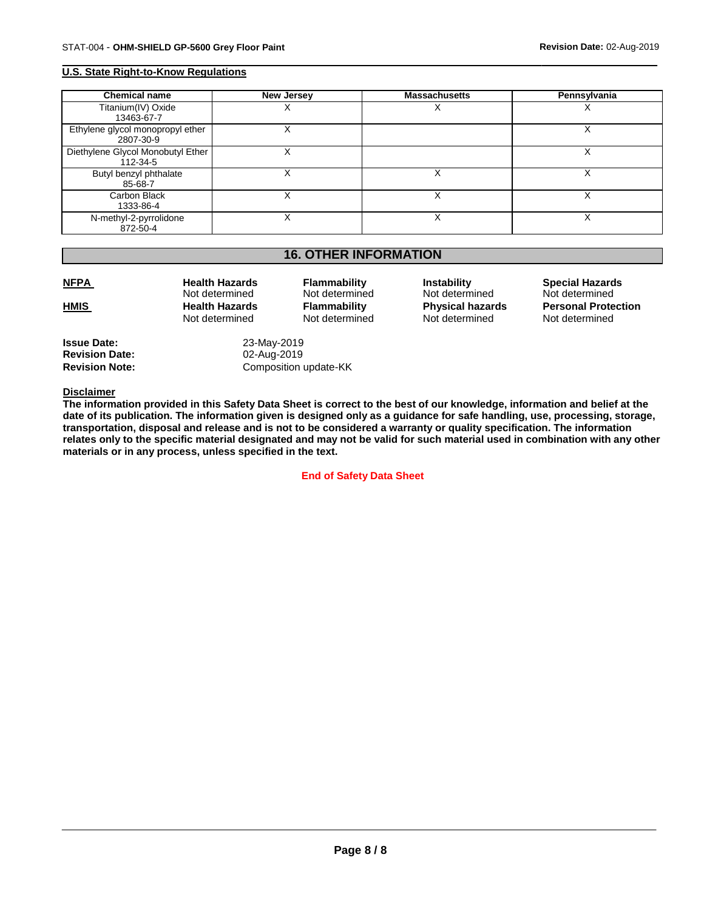**U.S. State Right-to-Know Regulations**

| Chemical name | New Jersey | Massachusetts | Pennsylvania |
|---|---|---|---|
| Titanium(IV) Oxide 13463-67-7 | X | X | X |
| Ethylene glycol monopropyl ether 2807-30-9 | X | | X |
| Diethylene Glycol Monobutyl Ether 112-34-5 | X | | X |
| Butyl benzyl phthalate 85-68-7 | X | X | X |
| Carbon Black 1333-86-4 | X | X | X |
| N-methyl-2-pyrrolidone 872-50-4 | X | X | X |

## 16. OTHER INFORMATION

| | | | | |
|---|---|---|---|---|
| **NFPA** | **Health Hazards** Not determined | **Flammability** Not determined | **Instability** Not determined | **Special Hazards** Not determined |
| **HMIS** | **Health Hazards** Not determined | **Flammability** Not determined | **Physical hazards** Not determined | **Personal Protection** Not determined |

**Issue Date:** 23-May-2019
**Revision Date:** 02-Aug-2019
**Revision Note:** Composition update-KK

**Disclaimer**

**The information provided in this Safety Data Sheet is correct to the best of our knowledge, information and belief at the date of its publication. The information given is designed only as a guidance for safe handling, use, processing, storage, transportation, disposal and release and is not to be considered a warranty or quality specification. The information relates only to the specific material designated and may not be valid for such material used in combination with any other materials or in any process, unless specified in the text.**

**End of Safety Data Sheet**